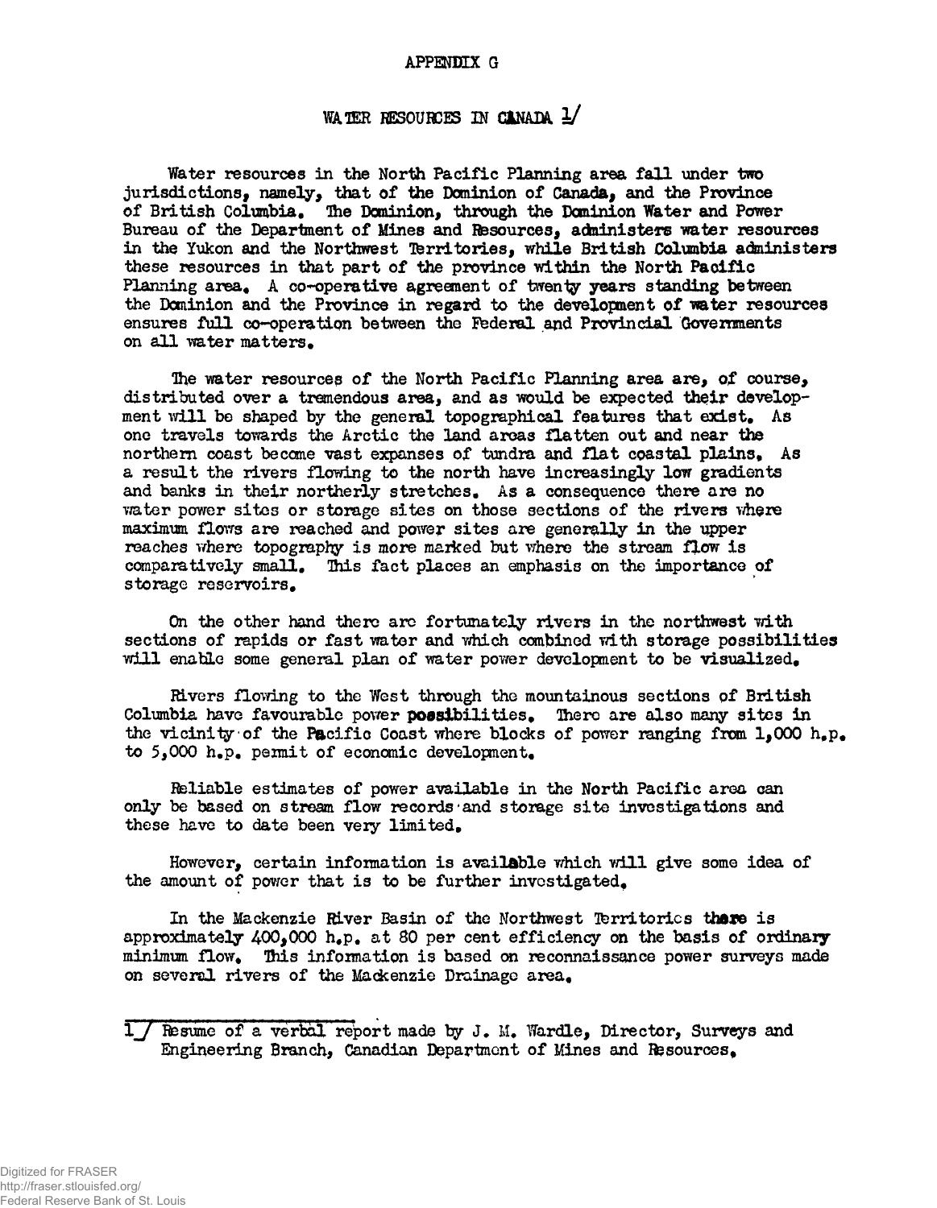APPENDIX G

# WATER RESOURCES IN CANADA [1]

Water resources in the North Pacific Planning area fall under two jurisdictions, namely, that of the Dominion of Canada, and the Province of British Columbia. The Dominion, through the Dominion Water and Power Bureau of the Department of Mines and Resources, administers water resources in the Yukon and the Northwest Territories, while British Columbia administers these resources in that part of the province within the North Pacific Planning area. A co-operative agreement of twenty years standing between the Dominion and the Province in regard to the development of water resources ensures full co-operation between the Federal and Provincial Governments on all water matters.

The water resources of the North Pacific Planning area are, of course, distributed over a tremendous area, and as would be expected their development will be shaped by the general topographical features that exist. As one travels towards the Arctic the land areas flatten out and near the northern coast become vast expanses of tundra and flat coastal plains. As a result the rivers flowing to the north have increasingly low gradients and banks in their northerly stretches. As a consequence there are no water power sites or storage sites on those sections of the rivers where maximum flows are reached and power sites are generally in the upper reaches where topography is more marked but where the stream flow is comparatively small. This fact places an emphasis on the importance of storage reservoirs.

On the other hand there are fortunately rivers in the northwest with sections of rapids or fast water and which combined with storage possibilities will enable some general plan of water power development to be visualized.

Rivers flowing to the West through the mountainous sections of British Columbia have favourable power possibilities. There are also many sites in the vicinity of the Pacific Coast where blocks of power ranging from 1,000 h.p. to 5,000 h.p. permit of economic development.

Reliable estimates of power available in the North Pacific area can only be based on stream flow records and storage site investigations and these have to date been very limited.

However, certain information is available which will give some idea of the amount of power that is to be further investigated.

In the Mackenzie River Basin of the Northwest Territories there is approximately 400,000 h.p. at 80 per cent efficiency on the basis of ordinary minimum flow. This information is based on reconnaissance power surveys made on several rivers of the Mackenzie Drainage area.

---

[1] Resume of a verbal report made by J. M. Wardle, Director, Surveys and Engineering Branch, Canadian Department of Mines and Resources.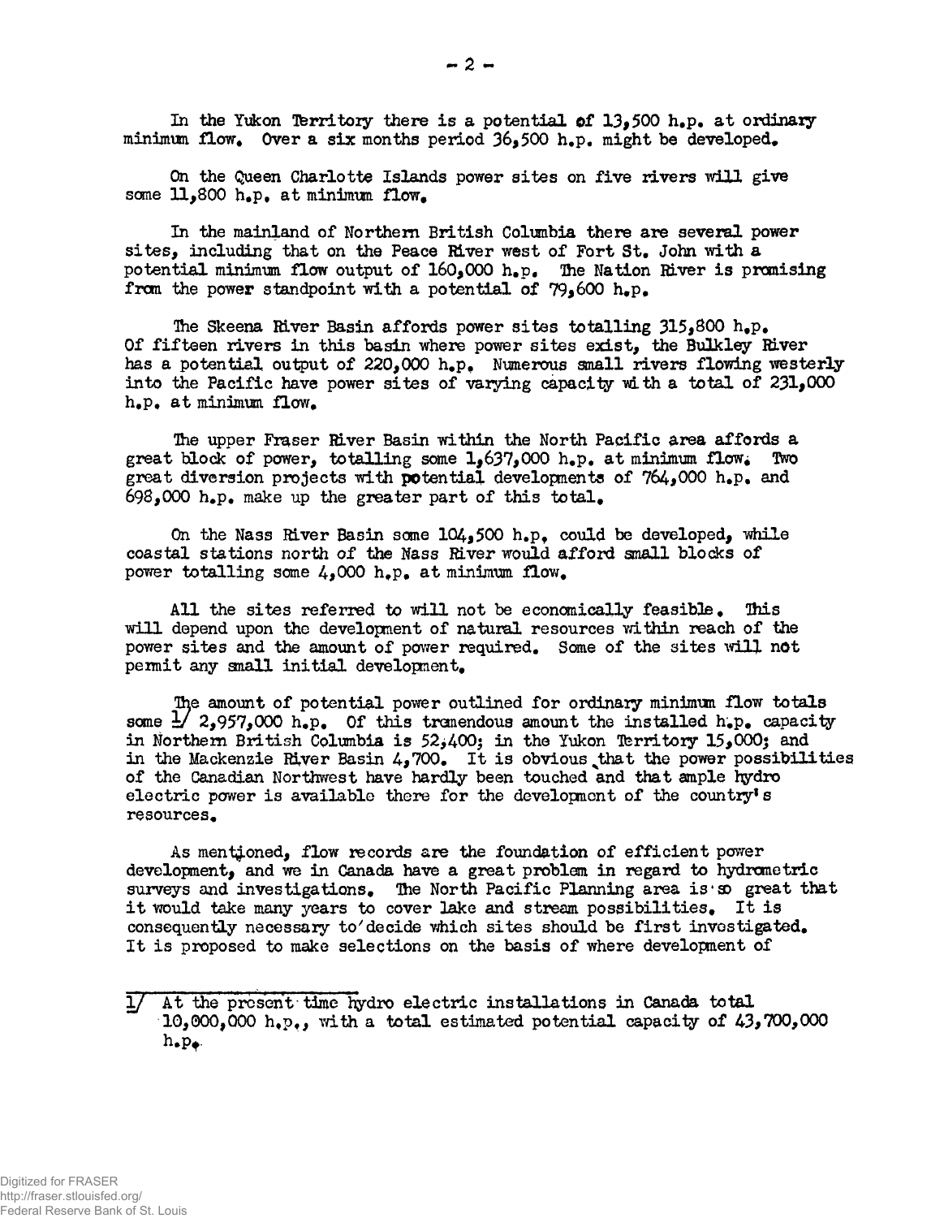In the Yukon Territory there is a potential of 13,500 h.p. at ordinary minimum flow. Over a six months period 36,500 h.p. might be developed.

On the Queen Charlotte Islands power sites on five rivers will give some 11,800 h.p. at minimum flow.

In the mainland of Northern British Columbia there are several power sites, including that on the Peace River west of Fort St. John with a potential minimum flow output of 160,000 h.p. The Nation River is promising from the power standpoint with a potential of 79,600 h.p.

The Skeena River Basin affords power sites totalling 315,800 h.p. Of fifteen rivers in this basin where power sites exist, the Bulkley River has a potential output of 220,000 h.p. Numerous small rivers flowing westerly into the Pacific have power sites of varying capacity with a total of 231,000 h.p. at minimum flow.

The upper Fraser River Basin within the North Pacific area affords a great block of power, totalling some 1,637,000 h.p. at minimum flow. Two great diversion projects with potential developments of 764,000 h.p. and 698,000 h.p. make up the greater part of this total.

On the Nass River Basin some 104,500 h.p. could be developed, while coastal stations north of the Nass River would afford small blocks of power totalling some 4,000 h.p. at minimum flow.

All the sites referred to will not be economically feasible. This will depend upon the development of natural resources within reach of the power sites and the amount of power required. Some of the sites will not permit any small initial development.

The amount of potential power outlined for ordinary minimum flow totals some [1] 2,957,000 h.p. Of this tremendous amount the installed h.p. capacity in Northern British Columbia is 52,400; in the Yukon Territory 15,000; and in the Mackenzie River Basin 4,700. It is obvious that the power possibilities of the Canadian Northwest have hardly been touched and that ample hydro electric power is available there for the development of the country's resources.

As mentioned, flow records are the foundation of efficient power development, and we in Canada have a great problem in regard to hydrometric surveys and investigations. The North Pacific Planning area is so great that it would take many years to cover lake and stream possibilities. It is consequently necessary to decide which sites should be first investigated. It is proposed to make selections on the basis of where development of

---

[1] At the present time hydro electric installations in Canada total 10,000,000 h.p., with a total estimated potential capacity of 43,700,000 h.p.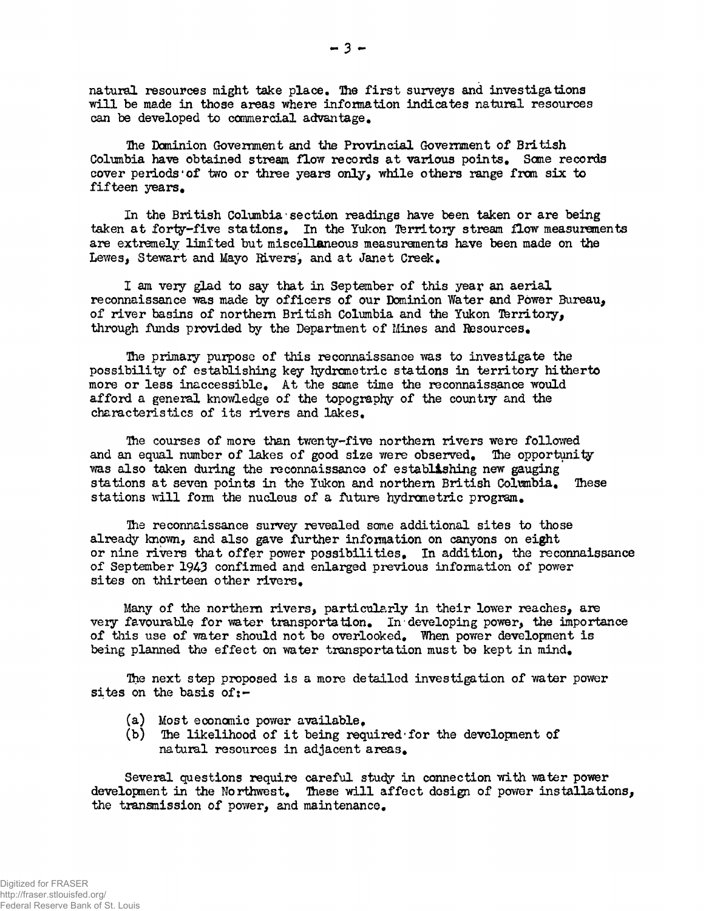natural resources might take place. The first surveys and investigations will be made in those areas where information indicates natural resources can be developed to commercial advantage.

The Dominion Government and the Provincial Government of British Columbia have obtained stream flow records at various points. Some records cover periods of two or three years only, while others range from six to fifteen years.

In the British Columbia section readings have been taken or are being taken at forty-five stations. In the Yukon Territory stream flow measurements are extremely limited but miscellaneous measurements have been made on the Lewes, Stewart and Mayo Rivers, and at Janet Creek.

I am very glad to say that in September of this year an aerial reconnaissance was made by officers of our Dominion Water and Power Bureau, of river basins of northern British Columbia and the Yukon Territory, through funds provided by the Department of Mines and Resources.

The primary purpose of this reconnaissance was to investigate the possibility of establishing key hydrometric stations in territory hitherto more or less inaccessible. At the same time the reconnaissance would afford a general knowledge of the topography of the country and the characteristics of its rivers and lakes.

The courses of more than twenty-five northern rivers were followed and an equal number of lakes of good size were observed. The opportunity was also taken during the reconnaissance of establishing new gauging stations at seven points in the Yukon and northern British Columbia. These stations will form the nucleus of a future hydrometric program.

The reconnaissance survey revealed some additional sites to those already known, and also gave further information on canyons on eight or nine rivers that offer power possibilities. In addition, the reconnaissance of September 1943 confirmed and enlarged previous information of power sites on thirteen other rivers.

Many of the northern rivers, particularly in their lower reaches, are very favourable for water transportation. In developing power, the importance of this use of water should not be overlooked. When power development is being planned the effect on water transportation must be kept in mind.

The next step proposed is a more detailed investigation of water power sites on the basis of:-

(a) Most economic power available.
(b) The likelihood of it being required for the development of natural resources in adjacent areas.

Several questions require careful study in connection with water power development in the Northwest. These will affect design of power installations, the transmission of power, and maintenance.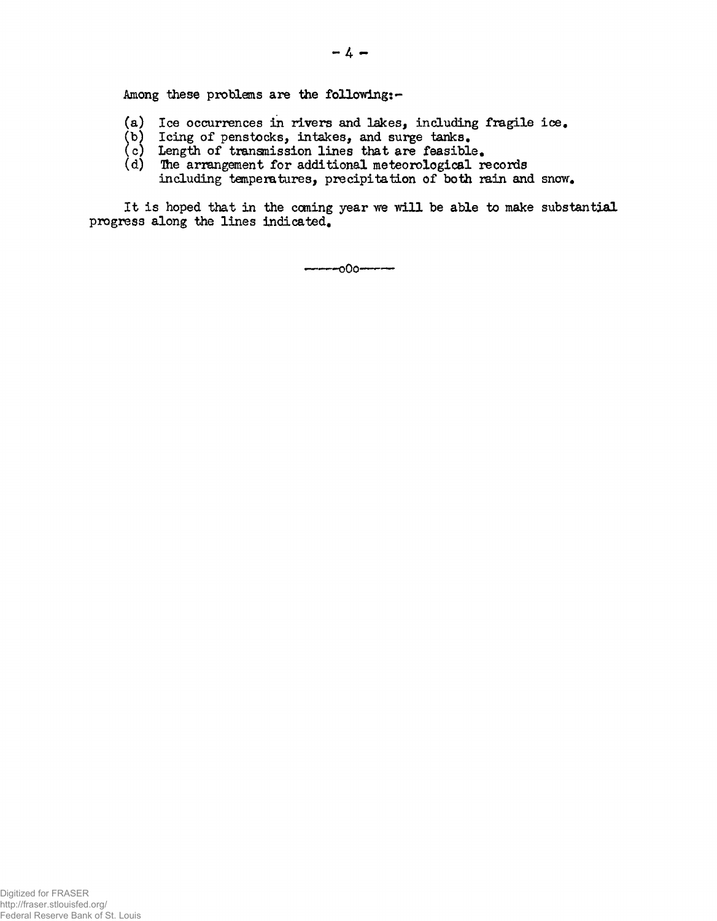Among these problems are the following:-

(a) Ice occurrences in rivers and lakes, including fragile ice.
(b) Icing of penstocks, intakes, and surge tanks.
(c) Length of transmission lines that are feasible.
(d) The arrangement for additional meteorological records including temperatures, precipitation of both rain and snow.

It is hoped that in the coming year we will be able to make substantial progress along the lines indicated.

-----oOo-----